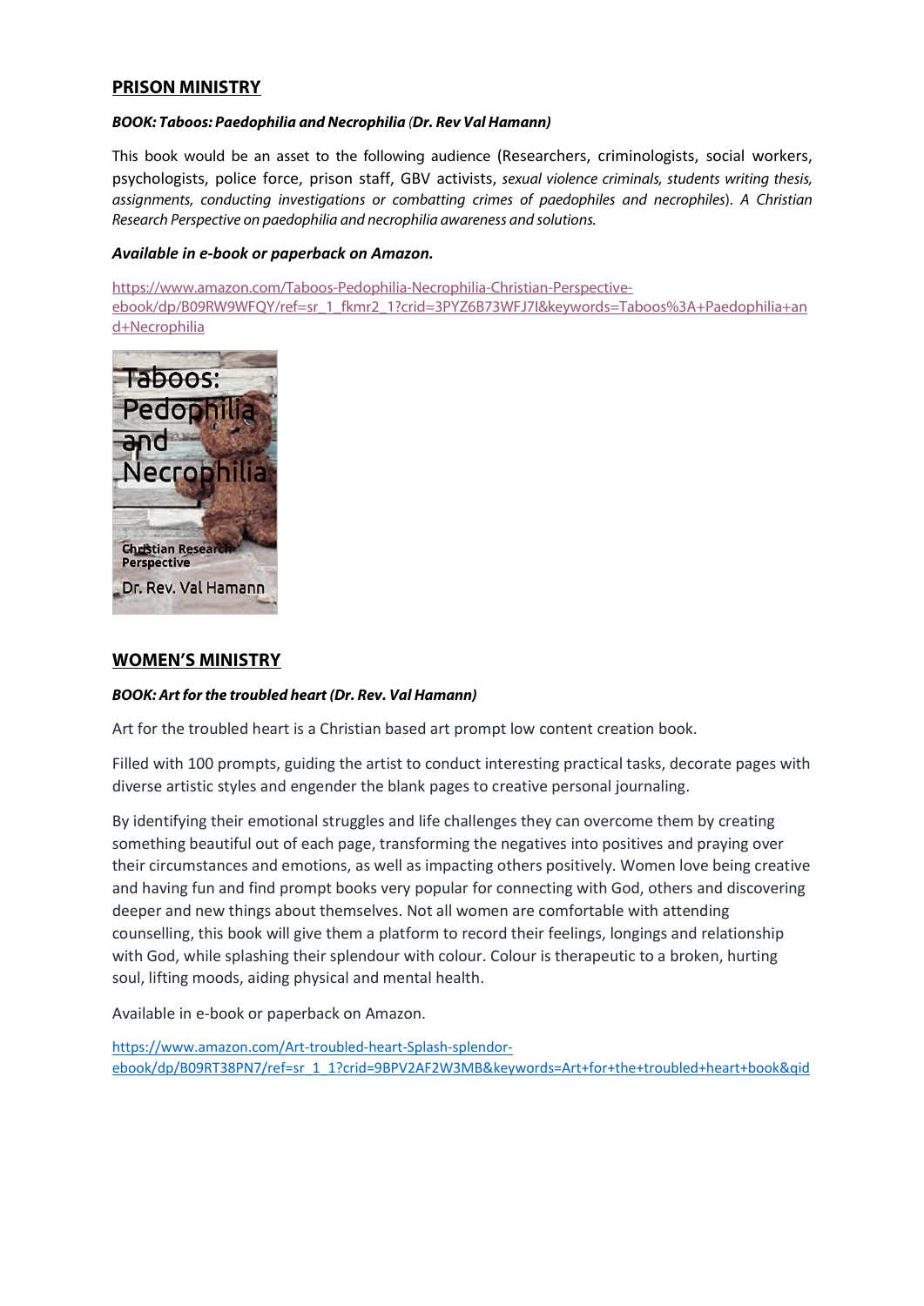## PRISON MINISTRY

***BOOK: Taboos: Paedophilia and Necrophilia (Dr. Rev Val Hamann)***

This book would be an asset to the following audience (Researchers, criminologists, social workers, psychologists, police force, prison staff, GBV activists, *sexual violence criminals, students writing thesis, assignments, conducting investigations or combatting crimes of paedophiles and necrophiles*). *A Christian Research Perspective on paedophilia and necrophilia awareness and solutions.*

***Available in e-book or paperback on Amazon.***

https://www.amazon.com/Taboos-Pedophilia-Necrophilia-Christian-Perspective-ebook/dp/B09RW9WFQY/ref=sr_1_fkmr2_1?crid=3PYZ6B73WFJ7I&keywords=Taboos%3A+Paedophilia+and+Necrophilia

## WOMEN'S MINISTRY

***BOOK: Art for the troubled heart (Dr. Rev. Val Hamann)***

Art for the troubled heart is a Christian based art prompt low content creation book.

Filled with 100 prompts, guiding the artist to conduct interesting practical tasks, decorate pages with diverse artistic styles and engender the blank pages to creative personal journaling.

By identifying their emotional struggles and life challenges they can overcome them by creating something beautiful out of each page, transforming the negatives into positives and praying over their circumstances and emotions, as well as impacting others positively. Women love being creative and having fun and find prompt books very popular for connecting with God, others and discovering deeper and new things about themselves. Not all women are comfortable with attending counselling, this book will give them a platform to record their feelings, longings and relationship with God, while splashing their splendour with colour. Colour is therapeutic to a broken, hurting soul, lifting moods, aiding physical and mental health.

Available in e-book or paperback on Amazon.

https://www.amazon.com/Art-troubled-heart-Splash-splendor-ebook/dp/B09RT38PN7/ref=sr_1_1?crid=9BPV2AF2W3MB&keywords=Art+for+the+troubled+heart+book&qid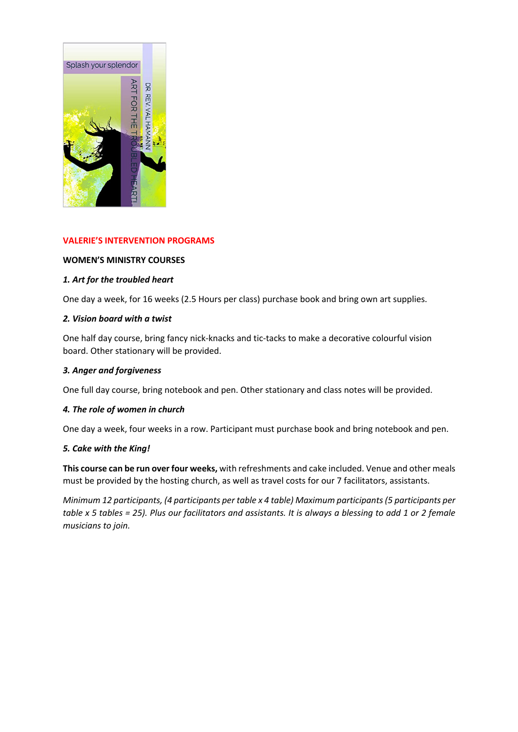**VALERIE'S INTERVENTION PROGRAMS**

**WOMEN'S MINISTRY COURSES**

***1. Art for the troubled heart***

One day a week, for 16 weeks (2.5 Hours per class) purchase book and bring own art supplies.

***2. Vision board with a twist***

One half day course, bring fancy nick-knacks and tic-tacks to make a decorative colourful vision board. Other stationary will be provided.

***3. Anger and forgiveness***

One full day course, bring notebook and pen. Other stationary and class notes will be provided.

***4. The role of women in church***

One day a week, four weeks in a row. Participant must purchase book and bring notebook and pen.

***5. Cake with the King!***

**This course can be run over four weeks,** with refreshments and cake included. Venue and other meals must be provided by the hosting church, as well as travel costs for our 7 facilitators, assistants.

*Minimum 12 participants, (4 participants per table x 4 table) Maximum participants (5 participants per table x 5 tables = 25). Plus our facilitators and assistants. It is always a blessing to add 1 or 2 female musicians to join.*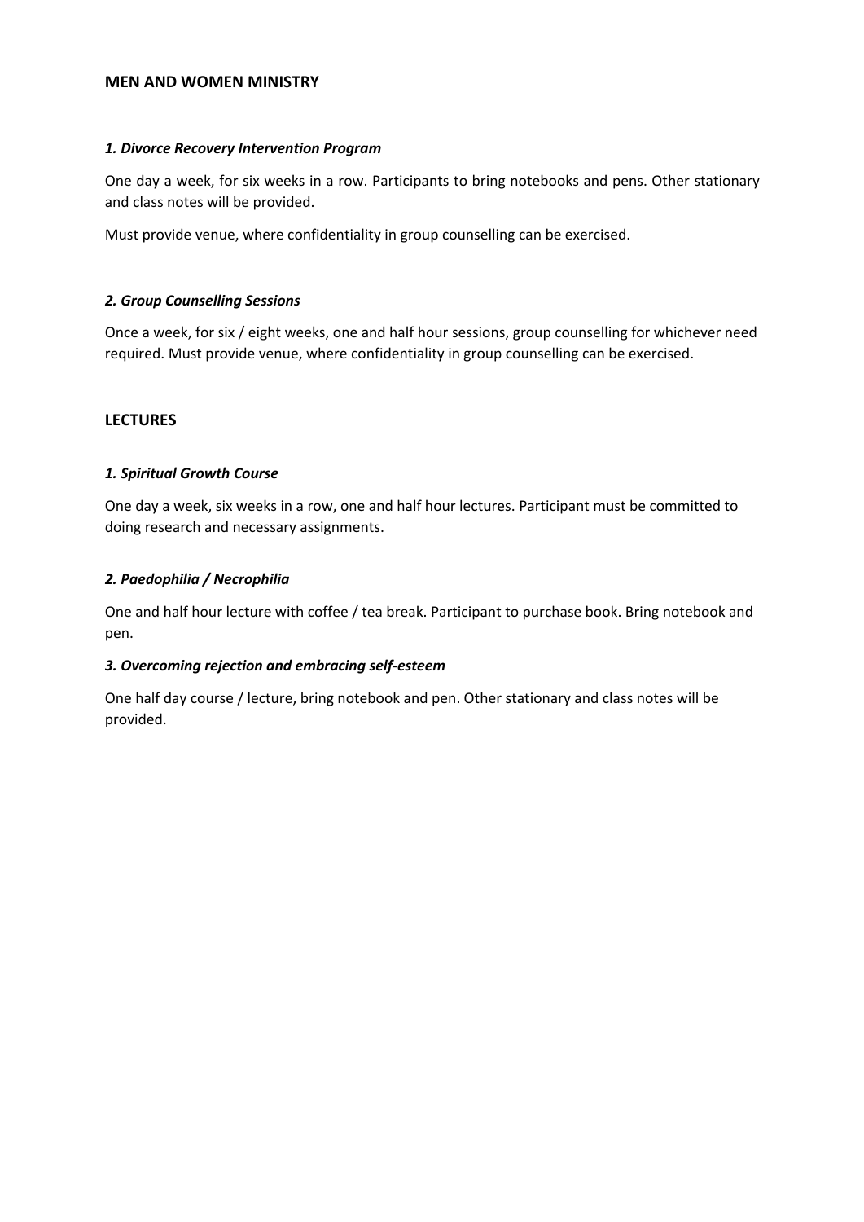## MEN AND WOMEN MINISTRY

### *1. Divorce Recovery Intervention Program*

One day a week, for six weeks in a row. Participants to bring notebooks and pens. Other stationary and class notes will be provided.

Must provide venue, where confidentiality in group counselling can be exercised.

### *2. Group Counselling Sessions*

Once a week, for six / eight weeks, one and half hour sessions, group counselling for whichever need required. Must provide venue, where confidentiality in group counselling can be exercised.

## LECTURES

### *1. Spiritual Growth Course*

One day a week, six weeks in a row, one and half hour lectures. Participant must be committed to doing research and necessary assignments.

### *2. Paedophilia / Necrophilia*

One and half hour lecture with coffee / tea break. Participant to purchase book. Bring notebook and pen.

### *3. Overcoming rejection and embracing self-esteem*

One half day course / lecture, bring notebook and pen. Other stationary and class notes will be provided.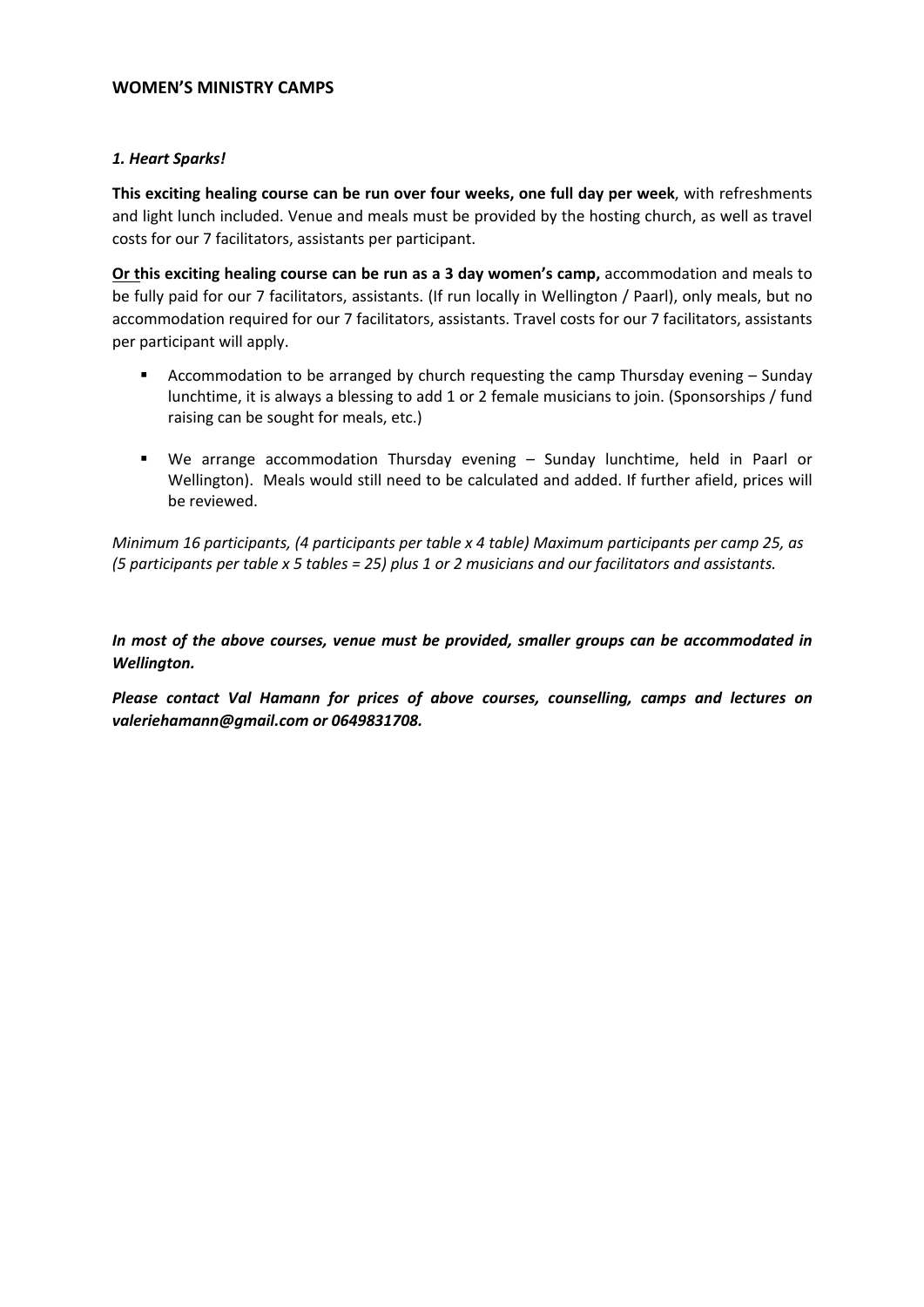## WOMEN'S MINISTRY CAMPS

### *1. Heart Sparks!*

**This exciting healing course can be run over four weeks, one full day per week**, with refreshments and light lunch included. Venue and meals must be provided by the hosting church, as well as travel costs for our 7 facilitators, assistants per participant.

**<u>Or t</u>his exciting healing course can be run as a 3 day women's camp,** accommodation and meals to be fully paid for our 7 facilitators, assistants. (If run locally in Wellington / Paarl), only meals, but no accommodation required for our 7 facilitators, assistants. Travel costs for our 7 facilitators, assistants per participant will apply.

- Accommodation to be arranged by church requesting the camp Thursday evening – Sunday lunchtime, it is always a blessing to add 1 or 2 female musicians to join. (Sponsorships / fund raising can be sought for meals, etc.)
- We arrange accommodation Thursday evening – Sunday lunchtime, held in Paarl or Wellington). Meals would still need to be calculated and added. If further afield, prices will be reviewed.

*Minimum 16 participants, (4 participants per table x 4 table) Maximum participants per camp 25, as (5 participants per table x 5 tables = 25) plus 1 or 2 musicians and our facilitators and assistants.*

***In most of the above courses, venue must be provided, smaller groups can be accommodated in Wellington.***

***Please contact Val Hamann for prices of above courses, counselling, camps and lectures on valeriehamann@gmail.com or 0649831708.***